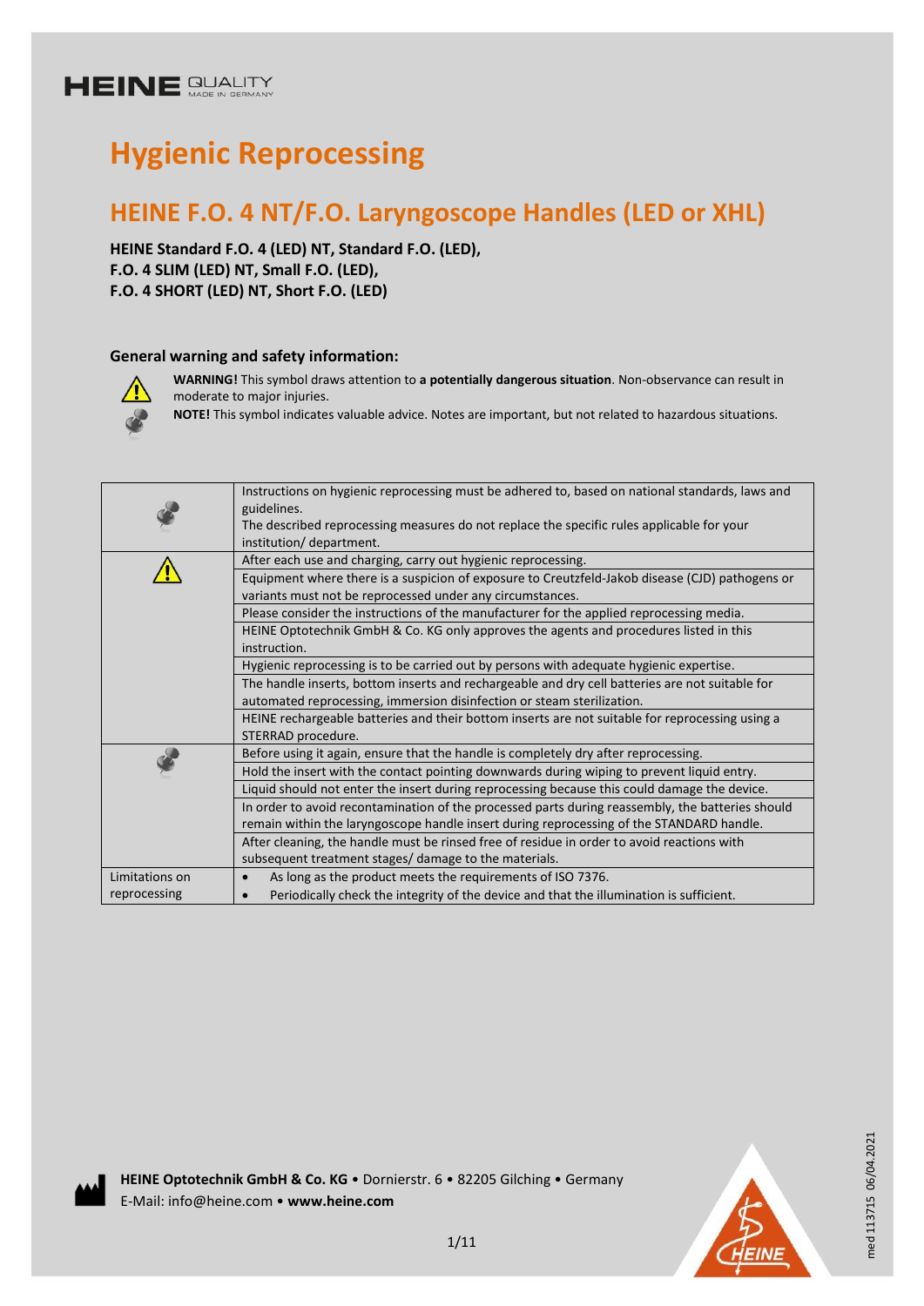HEINE QUALITY MADE IN GERMANY

# Hygienic Reprocessing

## HEINE F.O. 4 NT/F.O. Laryngoscope Handles (LED or XHL)

**HEINE Standard F.O. 4 (LED) NT, Standard F.O. (LED),**
**F.O. 4 SLIM (LED) NT, Small F.O. (LED),**
**F.O. 4 SHORT (LED) NT, Short F.O. (LED)**

### General warning and safety information:

**WARNING!** This symbol draws attention to **a potentially dangerous situation**. Non-observance can result in moderate to major injuries.

**NOTE!** This symbol indicates valuable advice. Notes are important, but not related to hazardous situations.

| | |
|---|---|
| NOTE | Instructions on hygienic reprocessing must be adhered to, based on national standards, laws and guidelines.<br>The described reprocessing measures do not replace the specific rules applicable for your institution/ department. |
| WARNING | After each use and charging, carry out hygienic reprocessing. |
| | Equipment where there is a suspicion of exposure to Creutzfeld-Jakob disease (CJD) pathogens or variants must not be reprocessed under any circumstances. |
| | Please consider the instructions of the manufacturer for the applied reprocessing media. |
| | HEINE Optotechnik GmbH & Co. KG only approves the agents and procedures listed in this instruction. |
| | Hygienic reprocessing is to be carried out by persons with adequate hygienic expertise. |
| | The handle inserts, bottom inserts and rechargeable and dry cell batteries are not suitable for automated reprocessing, immersion disinfection or steam sterilization. |
| | HEINE rechargeable batteries and their bottom inserts are not suitable for reprocessing using a STERRAD procedure. |
| NOTE | Before using it again, ensure that the handle is completely dry after reprocessing. |
| | Hold the insert with the contact pointing downwards during wiping to prevent liquid entry. |
| | Liquid should not enter the insert during reprocessing because this could damage the device. |
| | In order to avoid recontamination of the processed parts during reassembly, the batteries should remain within the laryngoscope handle insert during reprocessing of the STANDARD handle. |
| | After cleaning, the handle must be rinsed free of residue in order to avoid reactions with subsequent treatment stages/ damage to the materials. |
| Limitations on reprocessing | • As long as the product meets the requirements of ISO 7376.<br>• Periodically check the integrity of the device and that the illumination is sufficient. |

**HEINE Optotechnik GmbH & Co. KG** • Dornierstr. 6 • 82205 Gilching • Germany
E-Mail: info@heine.com • **www.heine.com**

med 113715 06/04.2021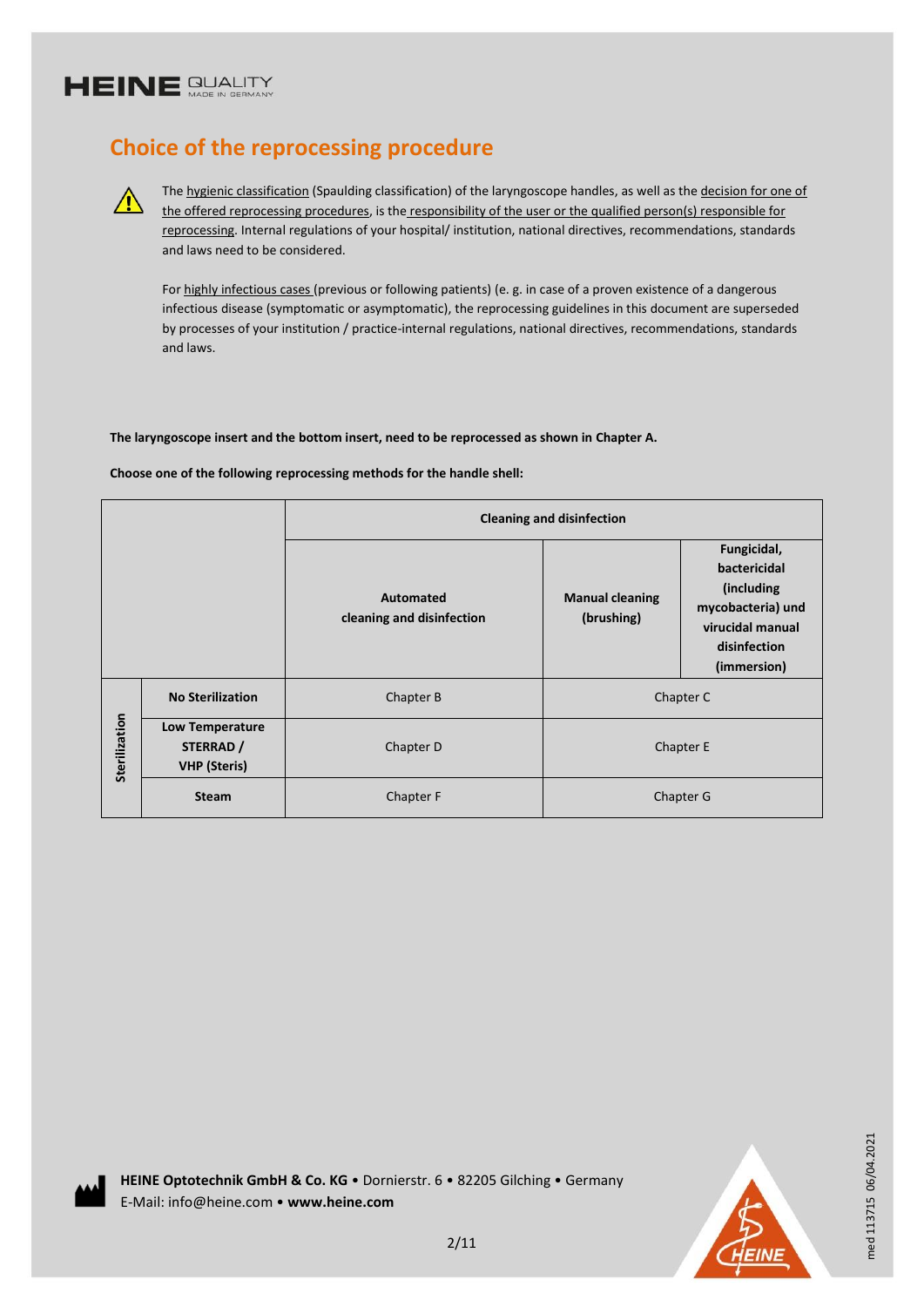## Choice of the reprocessing procedure

⚠ The hygienic classification (Spaulding classification) of the laryngoscope handles, as well as the decision for one of the offered reprocessing procedures, is the responsibility of the user or the qualified person(s) responsible for reprocessing. Internal regulations of your hospital/ institution, national directives, recommendations, standards and laws need to be considered.

For highly infectious cases (previous or following patients) (e. g. in case of a proven existence of a dangerous infectious disease (symptomatic or asymptomatic), the reprocessing guidelines in this document are superseded by processes of your institution / practice-internal regulations, national directives, recommendations, standards and laws.

**The laryngoscope insert and the bottom insert, need to be reprocessed as shown in Chapter A.**

**Choose one of the following reprocessing methods for the handle shell:**

| | | **Cleaning and disinfection** | | |
|---|---|---|---|---|
| | | **Automated cleaning and disinfection** | **Manual cleaning (brushing)** | **Fungicidal, bactericidal (including mycobacteria) und virucidal manual disinfection (immersion)** |
| **Sterilization** | **No Sterilization** | Chapter B | Chapter C | |
| | **Low Temperature STERRAD / VHP (Steris)** | Chapter D | Chapter E | |
| | **Steam** | Chapter F | Chapter G | |

**HEINE Optotechnik GmbH & Co. KG** • Dornierstr. 6 • 82205 Gilching • Germany
E-Mail: info@heine.com • **www.heine.com**

med 113715 06/04.2021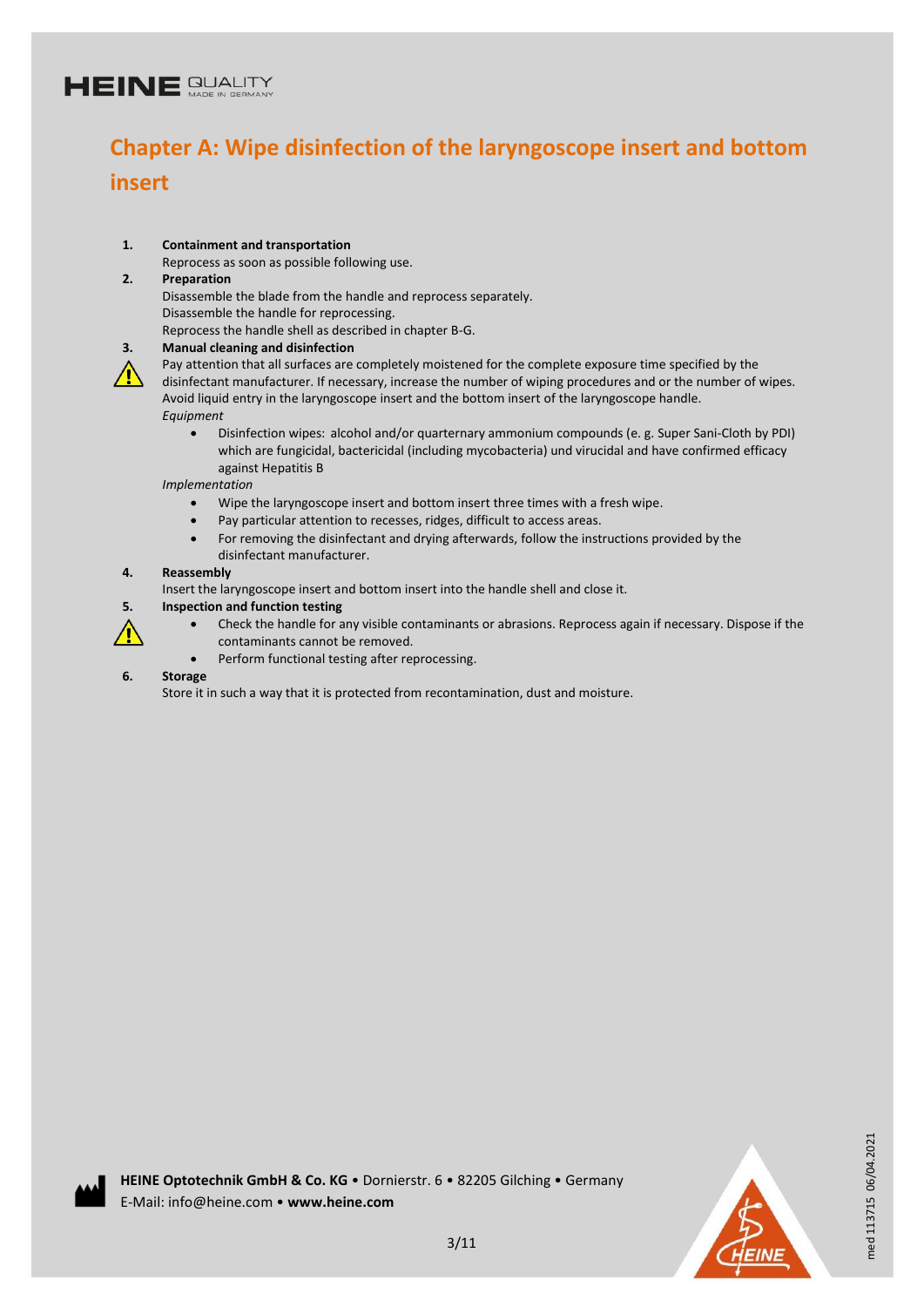# Chapter A: Wipe disinfection of the laryngoscope insert and bottom insert

**1. Containment and transportation**

Reprocess as soon as possible following use.

**2. Preparation**

Disassemble the blade from the handle and reprocess separately.
Disassemble the handle for reprocessing.
Reprocess the handle shell as described in chapter B-G.

**3. Manual cleaning and disinfection**

⚠ Pay attention that all surfaces are completely moistened for the complete exposure time specified by the disinfectant manufacturer. If necessary, increase the number of wiping procedures and or the number of wipes. Avoid liquid entry in the laryngoscope insert and the bottom insert of the laryngoscope handle.

*Equipment*

- Disinfection wipes: alcohol and/or quarternary ammonium compounds (e. g. Super Sani-Cloth by PDI) which are fungicidal, bactericidal (including mycobacteria) und virucidal and have confirmed efficacy against Hepatitis B

*Implementation*

- Wipe the laryngoscope insert and bottom insert three times with a fresh wipe.
- Pay particular attention to recesses, ridges, difficult to access areas.
- For removing the disinfectant and drying afterwards, follow the instructions provided by the disinfectant manufacturer.

**4. Reassembly**

Insert the laryngoscope insert and bottom insert into the handle shell and close it.

**5. Inspection and function testing**

⚠
- Check the handle for any visible contaminants or abrasions. Reprocess again if necessary. Dispose if the contaminants cannot be removed.
- Perform functional testing after reprocessing.

**6. Storage**

Store it in such a way that it is protected from recontamination, dust and moisture.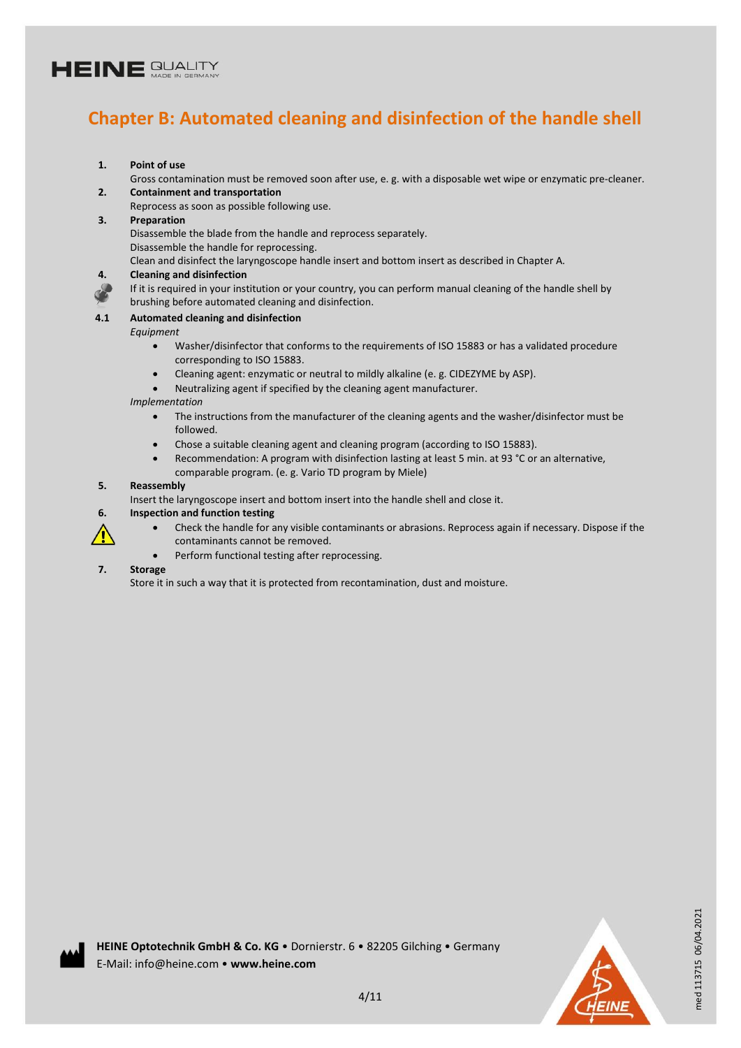## Chapter B: Automated cleaning and disinfection of the handle shell

**1. Point of use**

Gross contamination must be removed soon after use, e. g. with a disposable wet wipe or enzymatic pre-cleaner.

**2. Containment and transportation**

Reprocess as soon as possible following use.

**3. Preparation**

Disassemble the blade from the handle and reprocess separately.
Disassemble the handle for reprocessing.
Clean and disinfect the laryngoscope handle insert and bottom insert as described in Chapter A.

**4. Cleaning and disinfection**

If it is required in your institution or your country, you can perform manual cleaning of the handle shell by brushing before automated cleaning and disinfection.

**4.1 Automated cleaning and disinfection**

*Equipment*

- Washer/disinfector that conforms to the requirements of ISO 15883 or has a validated procedure corresponding to ISO 15883.
- Cleaning agent: enzymatic or neutral to mildly alkaline (e. g. CIDEZYME by ASP).
- Neutralizing agent if specified by the cleaning agent manufacturer.

*Implementation*

- The instructions from the manufacturer of the cleaning agents and the washer/disinfector must be followed.
- Chose a suitable cleaning agent and cleaning program (according to ISO 15883).
- Recommendation: A program with disinfection lasting at least 5 min. at 93 °C or an alternative, comparable program. (e. g. Vario TD program by Miele)

**5. Reassembly**

Insert the laryngoscope insert and bottom insert into the handle shell and close it.

**6. Inspection and function testing**

- Check the handle for any visible contaminants or abrasions. Reprocess again if necessary. Dispose if the contaminants cannot be removed.
- Perform functional testing after reprocessing.

**7. Storage**

Store it in such a way that it is protected from recontamination, dust and moisture.

**HEINE Optotechnik GmbH & Co. KG** • Dornierstr. 6 • 82205 Gilching • Germany
E-Mail: info@heine.com • **www.heine.com**

med 113715 06/04.2021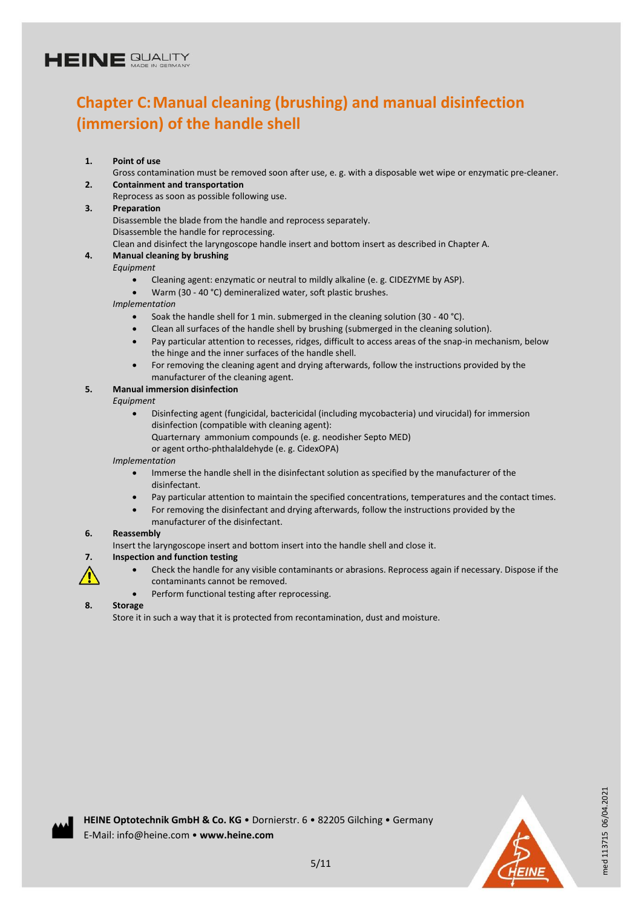## Chapter C: Manual cleaning (brushing) and manual disinfection (immersion) of the handle shell

1. **Point of use**
   Gross contamination must be removed soon after use, e. g. with a disposable wet wipe or enzymatic pre-cleaner.
2. **Containment and transportation**
   Reprocess as soon as possible following use.
3. **Preparation**
   Disassemble the blade from the handle and reprocess separately.
   Disassemble the handle for reprocessing.
   Clean and disinfect the laryngoscope handle insert and bottom insert as described in Chapter A.
4. **Manual cleaning by brushing**
   *Equipment*
   - Cleaning agent: enzymatic or neutral to mildly alkaline (e. g. CIDEZYME by ASP).
   - Warm (30 - 40 °C) demineralized water, soft plastic brushes.

   *Implementation*
   - Soak the handle shell for 1 min. submerged in the cleaning solution (30 - 40 °C).
   - Clean all surfaces of the handle shell by brushing (submerged in the cleaning solution).
   - Pay particular attention to recesses, ridges, difficult to access areas of the snap-in mechanism, below the hinge and the inner surfaces of the handle shell.
   - For removing the cleaning agent and drying afterwards, follow the instructions provided by the manufacturer of the cleaning agent.
5. **Manual immersion disinfection**
   *Equipment*
   - Disinfecting agent (fungicidal, bactericidal (including mycobacteria) und virucidal) for immersion disinfection (compatible with cleaning agent):
     Quarternary ammonium compounds (e. g. neodisher Septo MED)
     or agent ortho-phthalaldehyde (e. g. CidexOPA)

   *Implementation*
   - Immerse the handle shell in the disinfectant solution as specified by the manufacturer of the disinfectant.
   - Pay particular attention to maintain the specified concentrations, temperatures and the contact times.
   - For removing the disinfectant and drying afterwards, follow the instructions provided by the manufacturer of the disinfectant.
6. **Reassembly**
   Insert the laryngoscope insert and bottom insert into the handle shell and close it.
7. **Inspection and function testing**
   - ⚠ Check the handle for any visible contaminants or abrasions. Reprocess again if necessary. Dispose if the contaminants cannot be removed.
   - Perform functional testing after reprocessing.
8. **Storage**
   Store it in such a way that it is protected from recontamination, dust and moisture.

**HEINE Optotechnik GmbH & Co. KG** • Dornierstr. 6 • 82205 Gilching • Germany
E-Mail: info@heine.com • **www.heine.com**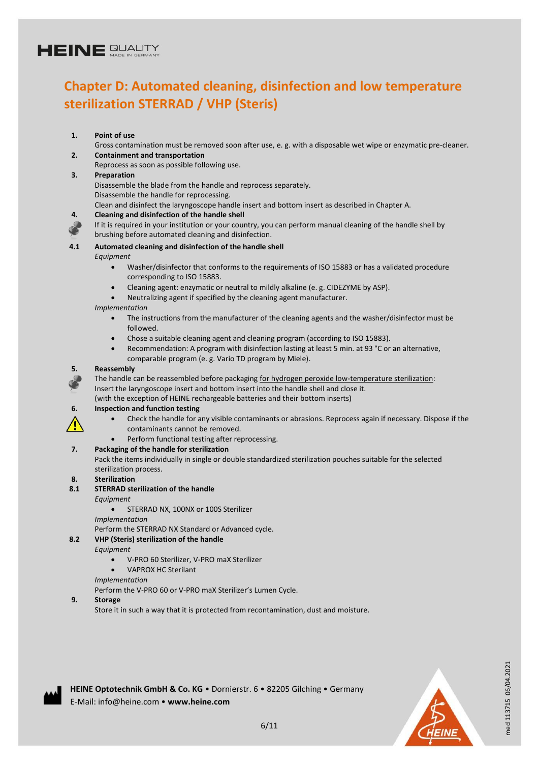# Chapter D: Automated cleaning, disinfection and low temperature sterilization STERRAD / VHP (Steris)

**1. Point of use**

Gross contamination must be removed soon after use, e. g. with a disposable wet wipe or enzymatic pre-cleaner.

**2. Containment and transportation**

Reprocess as soon as possible following use.

**3. Preparation**

Disassemble the blade from the handle and reprocess separately.
Disassemble the handle for reprocessing.
Clean and disinfect the laryngoscope handle insert and bottom insert as described in Chapter A.

**4. Cleaning and disinfection of the handle shell**

If it is required in your institution or your country, you can perform manual cleaning of the handle shell by brushing before automated cleaning and disinfection.

**4.1 Automated cleaning and disinfection of the handle shell**

*Equipment*

- Washer/disinfector that conforms to the requirements of ISO 15883 or has a validated procedure corresponding to ISO 15883.
- Cleaning agent: enzymatic or neutral to mildly alkaline (e. g. CIDEZYME by ASP).
- Neutralizing agent if specified by the cleaning agent manufacturer.

*Implementation*

- The instructions from the manufacturer of the cleaning agents and the washer/disinfector must be followed.
- Chose a suitable cleaning agent and cleaning program (according to ISO 15883).
- Recommendation: A program with disinfection lasting at least 5 min. at 93 °C or an alternative, comparable program (e. g. Vario TD program by Miele).

**5. Reassembly**

The handle can be reassembled before packaging for hydrogen peroxide low-temperature sterilization:
Insert the laryngoscope insert and bottom insert into the handle shell and close it.
(with the exception of HEINE rechargeable batteries and their bottom inserts)

**6. Inspection and function testing**

- Check the handle for any visible contaminants or abrasions. Reprocess again if necessary. Dispose if the contaminants cannot be removed.
- Perform functional testing after reprocessing.

**7. Packaging of the handle for sterilization**

Pack the items individually in single or double standardized sterilization pouches suitable for the selected sterilization process.

**8. Sterilization**

**8.1 STERRAD sterilization of the handle**

*Equipment*

- STERRAD NX, 100NX or 100S Sterilizer

*Implementation*

Perform the STERRAD NX Standard or Advanced cycle.

**8.2 VHP (Steris) sterilization of the handle**

*Equipment*

- V-PRO 60 Sterilizer, V-PRO maX Sterilizer
- VAPROX HC Sterilant

*Implementation*

Perform the V-PRO 60 or V-PRO maX Sterilizer's Lumen Cycle.

**9. Storage**

Store it in such a way that it is protected from recontamination, dust and moisture.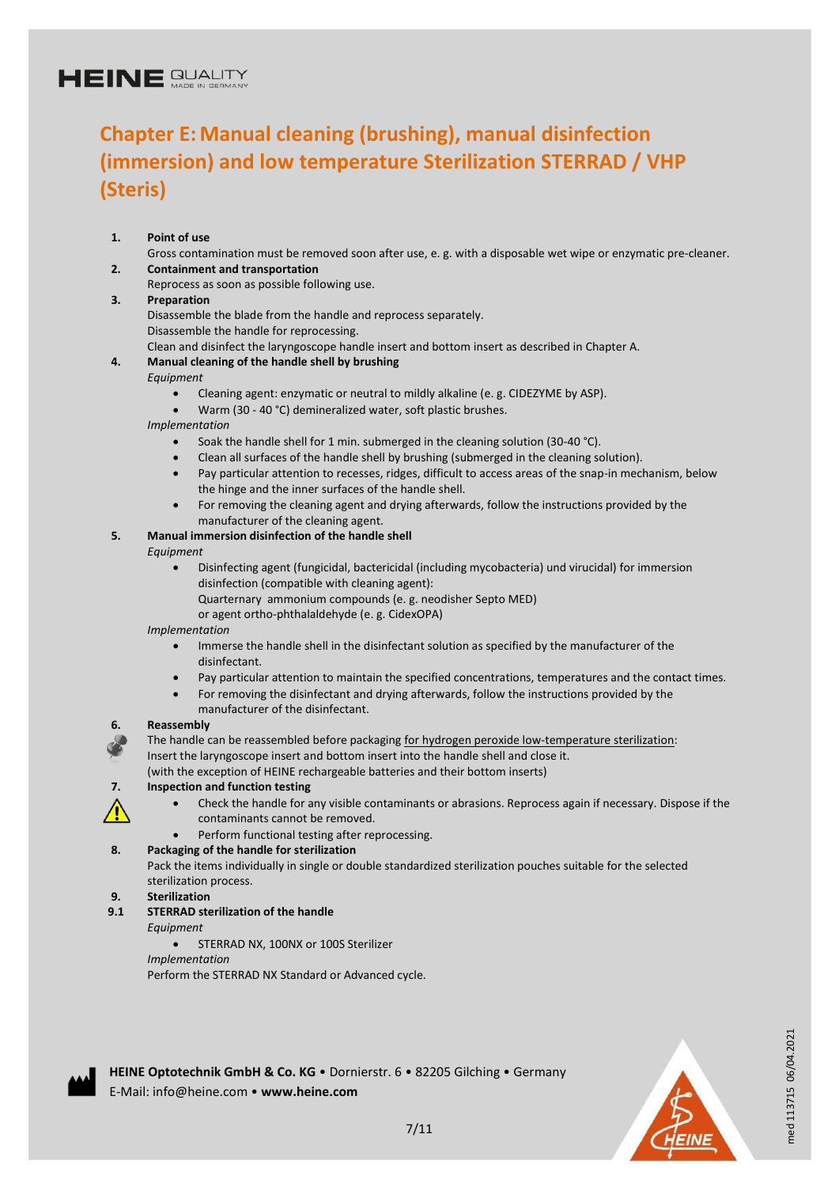## Chapter E: Manual cleaning (brushing), manual disinfection (immersion) and low temperature Sterilization STERRAD / VHP (Steris)

**1. Point of use**

Gross contamination must be removed soon after use, e. g. with a disposable wet wipe or enzymatic pre-cleaner.

**2. Containment and transportation**

Reprocess as soon as possible following use.

**3. Preparation**

Disassemble the blade from the handle and reprocess separately.
Disassemble the handle for reprocessing.
Clean and disinfect the laryngoscope handle insert and bottom insert as described in Chapter A.

**4. Manual cleaning of the handle shell by brushing**

*Equipment*

- Cleaning agent: enzymatic or neutral to mildly alkaline (e. g. CIDEZYME by ASP).
- Warm (30 - 40 °C) demineralized water, soft plastic brushes.

*Implementation*

- Soak the handle shell for 1 min. submerged in the cleaning solution (30-40 °C).
- Clean all surfaces of the handle shell by brushing (submerged in the cleaning solution).
- Pay particular attention to recesses, ridges, difficult to access areas of the snap-in mechanism, below the hinge and the inner surfaces of the handle shell.
- For removing the cleaning agent and drying afterwards, follow the instructions provided by the manufacturer of the cleaning agent.

**5. Manual immersion disinfection of the handle shell**

*Equipment*

- Disinfecting agent (fungicidal, bactericidal (including mycobacteria) und virucidal) for immersion disinfection (compatible with cleaning agent):
  Quarternary ammonium compounds (e. g. neodisher Septo MED)
  or agent ortho-phthalaldehyde (e. g. CidexOPA)

*Implementation*

- Immerse the handle shell in the disinfectant solution as specified by the manufacturer of the disinfectant.
- Pay particular attention to maintain the specified concentrations, temperatures and the contact times.
- For removing the disinfectant and drying afterwards, follow the instructions provided by the manufacturer of the disinfectant.

**6. Reassembly**

The handle can be reassembled before packaging for hydrogen peroxide low-temperature sterilization:
Insert the laryngoscope insert and bottom insert into the handle shell and close it.
(with the exception of HEINE rechargeable batteries and their bottom inserts)

**7. Inspection and function testing**

- Check the handle for any visible contaminants or abrasions. Reprocess again if necessary. Dispose if the contaminants cannot be removed.
- Perform functional testing after reprocessing.

**8. Packaging of the handle for sterilization**

Pack the items individually in single or double standardized sterilization pouches suitable for the selected sterilization process.

**9. Sterilization**

**9.1 STERRAD sterilization of the handle**

*Equipment*

- STERRAD NX, 100NX or 100S Sterilizer

*Implementation*

Perform the STERRAD NX Standard or Advanced cycle.

**HEINE Optotechnik GmbH & Co. KG** • Dornierstr. 6 • 82205 Gilching • Germany
E-Mail: info@heine.com • **www.heine.com**

med 113715 06/04.2021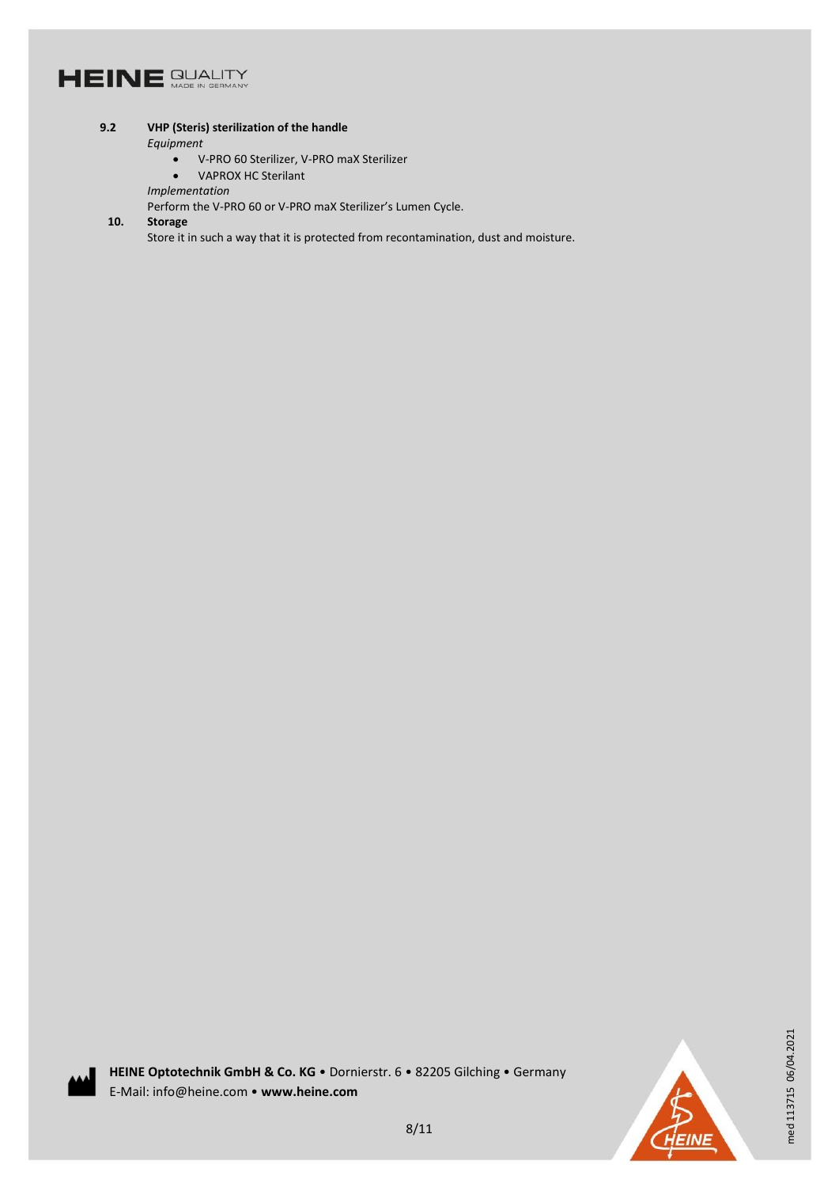### 9.2 VHP (Steris) sterilization of the handle

*Equipment*

- V-PRO 60 Sterilizer, V-PRO maX Sterilizer
- VAPROX HC Sterilant

*Implementation*

Perform the V-PRO 60 or V-PRO maX Sterilizer's Lumen Cycle.

## 10. Storage

Store it in such a way that it is protected from recontamination, dust and moisture.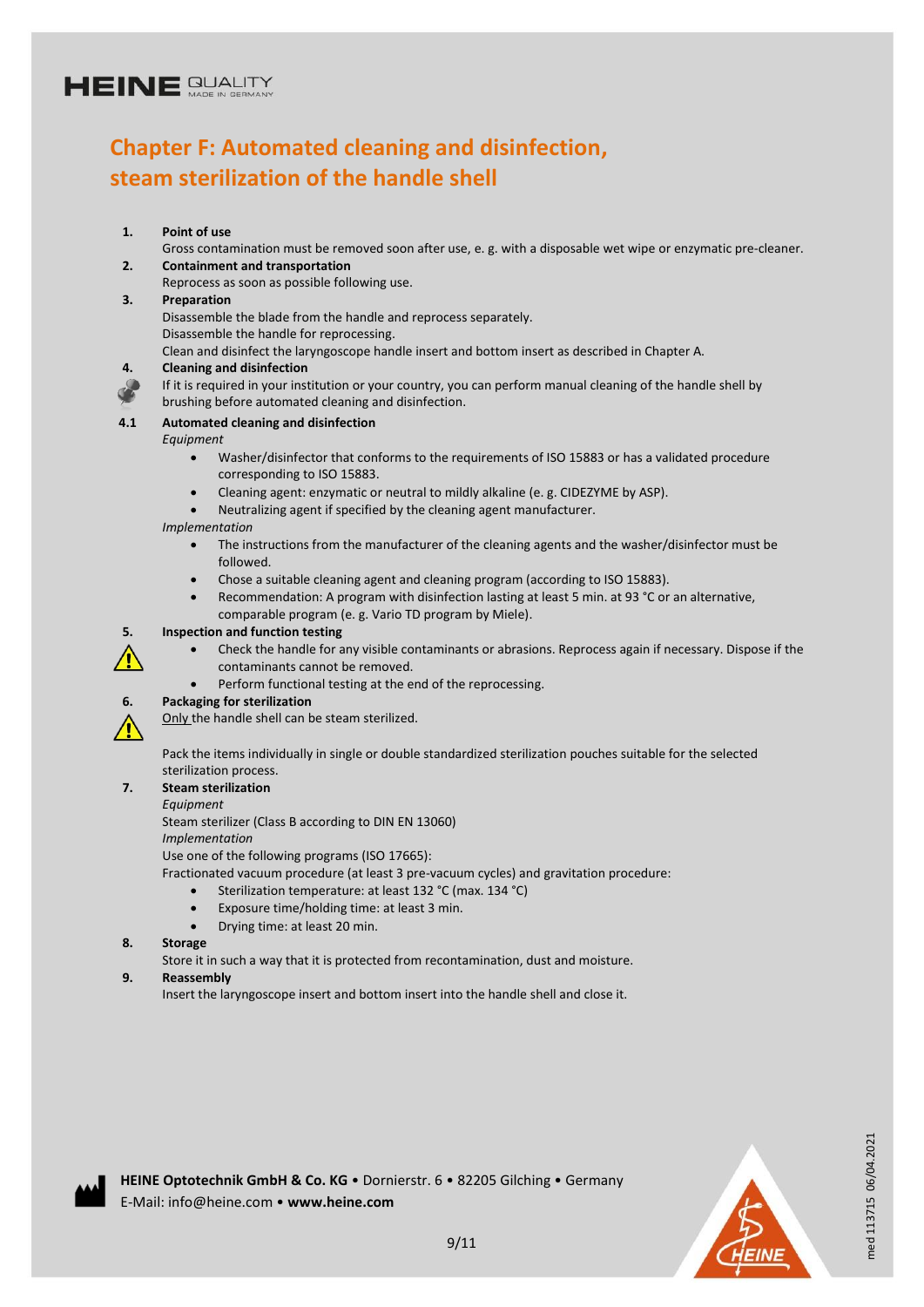# Chapter F: Automated cleaning and disinfection, steam sterilization of the handle shell

**1. Point of use**

Gross contamination must be removed soon after use, e. g. with a disposable wet wipe or enzymatic pre-cleaner.

**2. Containment and transportation**

Reprocess as soon as possible following use.

**3. Preparation**

Disassemble the blade from the handle and reprocess separately.
Disassemble the handle for reprocessing.
Clean and disinfect the laryngoscope handle insert and bottom insert as described in Chapter A.

**4. Cleaning and disinfection**

If it is required in your institution or your country, you can perform manual cleaning of the handle shell by brushing before automated cleaning and disinfection.

**4.1 Automated cleaning and disinfection**

*Equipment*

- Washer/disinfector that conforms to the requirements of ISO 15883 or has a validated procedure corresponding to ISO 15883.
- Cleaning agent: enzymatic or neutral to mildly alkaline (e. g. CIDEZYME by ASP).
- Neutralizing agent if specified by the cleaning agent manufacturer.

*Implementation*

- The instructions from the manufacturer of the cleaning agents and the washer/disinfector must be followed.
- Chose a suitable cleaning agent and cleaning program (according to ISO 15883).
- Recommendation: A program with disinfection lasting at least 5 min. at 93 °C or an alternative, comparable program (e. g. Vario TD program by Miele).

**5. Inspection and function testing**

- Check the handle for any visible contaminants or abrasions. Reprocess again if necessary. Dispose if the contaminants cannot be removed.
- Perform functional testing at the end of the reprocessing.

**6. Packaging for sterilization**

<u>Only</u> the handle shell can be steam sterilized.

Pack the items individually in single or double standardized sterilization pouches suitable for the selected sterilization process.

**7. Steam sterilization**

*Equipment*

Steam sterilizer (Class B according to DIN EN 13060)

*Implementation*

Use one of the following programs (ISO 17665):
Fractionated vacuum procedure (at least 3 pre-vacuum cycles) and gravitation procedure:

- Sterilization temperature: at least 132 °C (max. 134 °C)
- Exposure time/holding time: at least 3 min.
- Drying time: at least 20 min.

**8. Storage**

Store it in such a way that it is protected from recontamination, dust and moisture.

**9. Reassembly**

Insert the laryngoscope insert and bottom insert into the handle shell and close it.

**HEINE Optotechnik GmbH & Co. KG** • Dornierstr. 6 • 82205 Gilching • Germany
E-Mail: info@heine.com • **www.heine.com**

med 113715 06/04.2021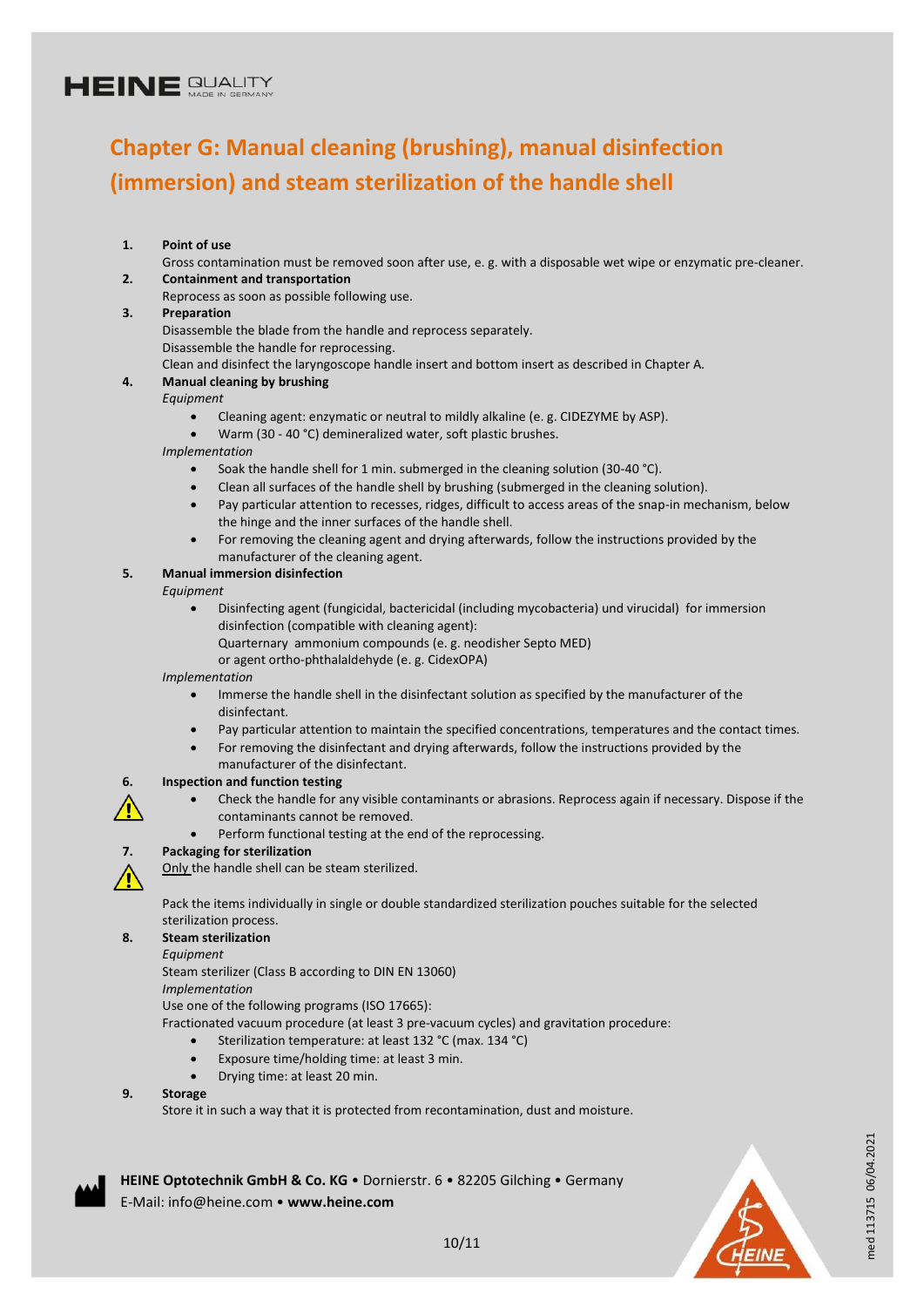# Chapter G: Manual cleaning (brushing), manual disinfection (immersion) and steam sterilization of the handle shell

**1. Point of use**

Gross contamination must be removed soon after use, e. g. with a disposable wet wipe or enzymatic pre-cleaner.

**2. Containment and transportation**

Reprocess as soon as possible following use.

**3. Preparation**

Disassemble the blade from the handle and reprocess separately.
Disassemble the handle for reprocessing.
Clean and disinfect the laryngoscope handle insert and bottom insert as described in Chapter A.

**4. Manual cleaning by brushing**

*Equipment*

- Cleaning agent: enzymatic or neutral to mildly alkaline (e. g. CIDEZYME by ASP).
- Warm (30 - 40 °C) demineralized water, soft plastic brushes.

*Implementation*

- Soak the handle shell for 1 min. submerged in the cleaning solution (30-40 °C).
- Clean all surfaces of the handle shell by brushing (submerged in the cleaning solution).
- Pay particular attention to recesses, ridges, difficult to access areas of the snap-in mechanism, below the hinge and the inner surfaces of the handle shell.
- For removing the cleaning agent and drying afterwards, follow the instructions provided by the manufacturer of the cleaning agent.

**5. Manual immersion disinfection**

*Equipment*

- Disinfecting agent (fungicidal, bactericidal (including mycobacteria) und virucidal) for immersion disinfection (compatible with cleaning agent):
  Quarternary ammonium compounds (e. g. neodisher Septo MED)
  or agent ortho-phthalaldehyde (e. g. CidexOPA)

*Implementation*

- Immerse the handle shell in the disinfectant solution as specified by the manufacturer of the disinfectant.
- Pay particular attention to maintain the specified concentrations, temperatures and the contact times.
- For removing the disinfectant and drying afterwards, follow the instructions provided by the manufacturer of the disinfectant.

**6. Inspection and function testing**

⚠

- Check the handle for any visible contaminants or abrasions. Reprocess again if necessary. Dispose if the contaminants cannot be removed.
- Perform functional testing at the end of the reprocessing.

**7. Packaging for sterilization**

⚠

Only the handle shell can be steam sterilized.

Pack the items individually in single or double standardized sterilization pouches suitable for the selected sterilization process.

**8. Steam sterilization**

*Equipment*

Steam sterilizer (Class B according to DIN EN 13060)

*Implementation*

Use one of the following programs (ISO 17665):
Fractionated vacuum procedure (at least 3 pre-vacuum cycles) and gravitation procedure:

- Sterilization temperature: at least 132 °C (max. 134 °C)
- Exposure time/holding time: at least 3 min.
- Drying time: at least 20 min.

**9. Storage**

Store it in such a way that it is protected from recontamination, dust and moisture.

**HEINE Optotechnik GmbH & Co. KG** • Dornierstr. 6 • 82205 Gilching • Germany
E-Mail: info@heine.com • **www.heine.com**

med 113715 06/04.2021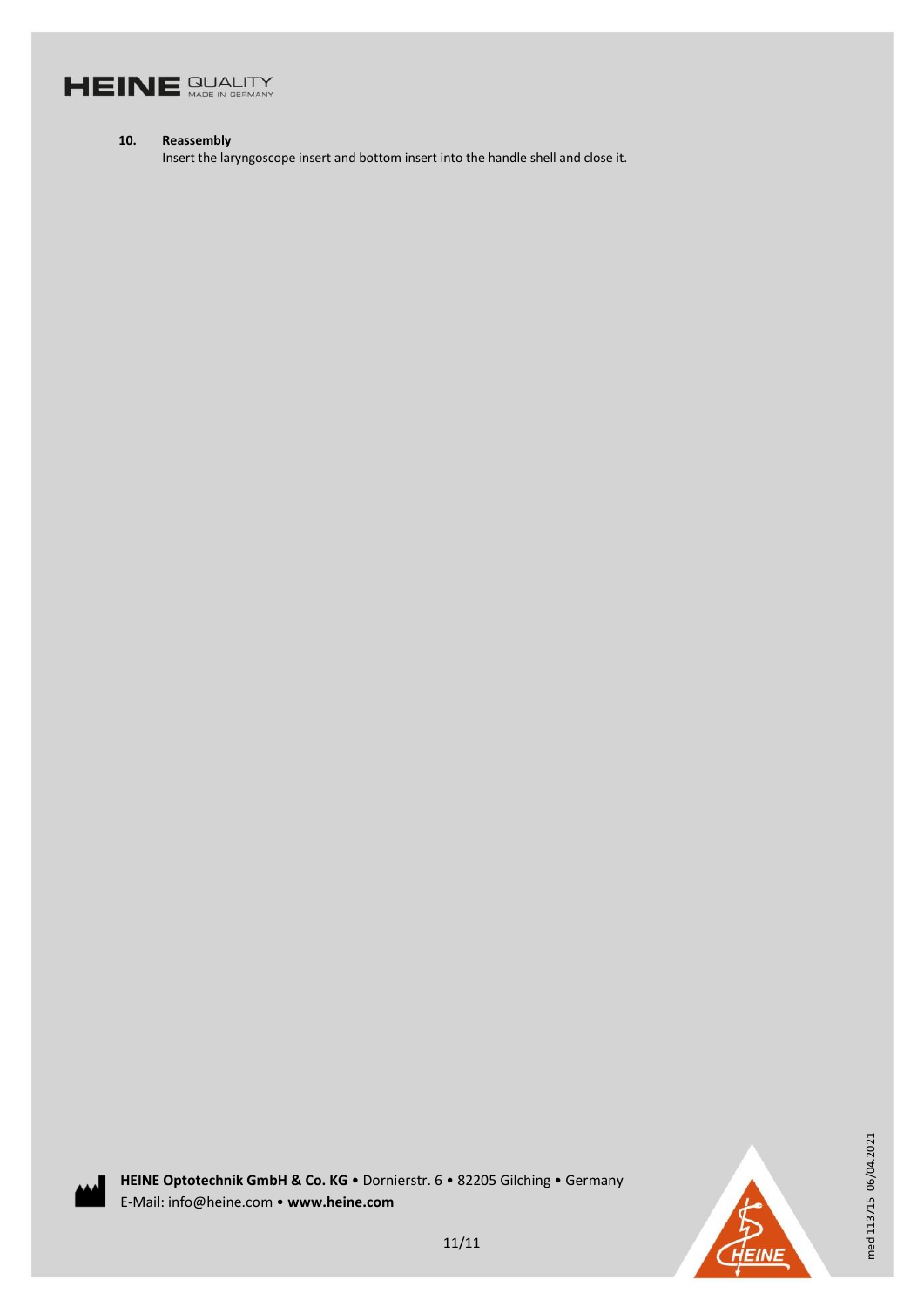**10. Reassembly**

Insert the laryngoscope insert and bottom insert into the handle shell and close it.

**HEINE Optotechnik GmbH & Co. KG** • Dornierstr. 6 • 82205 Gilching • Germany
E-Mail: info@heine.com • **www.heine.com**

med 113715 06/04.2021